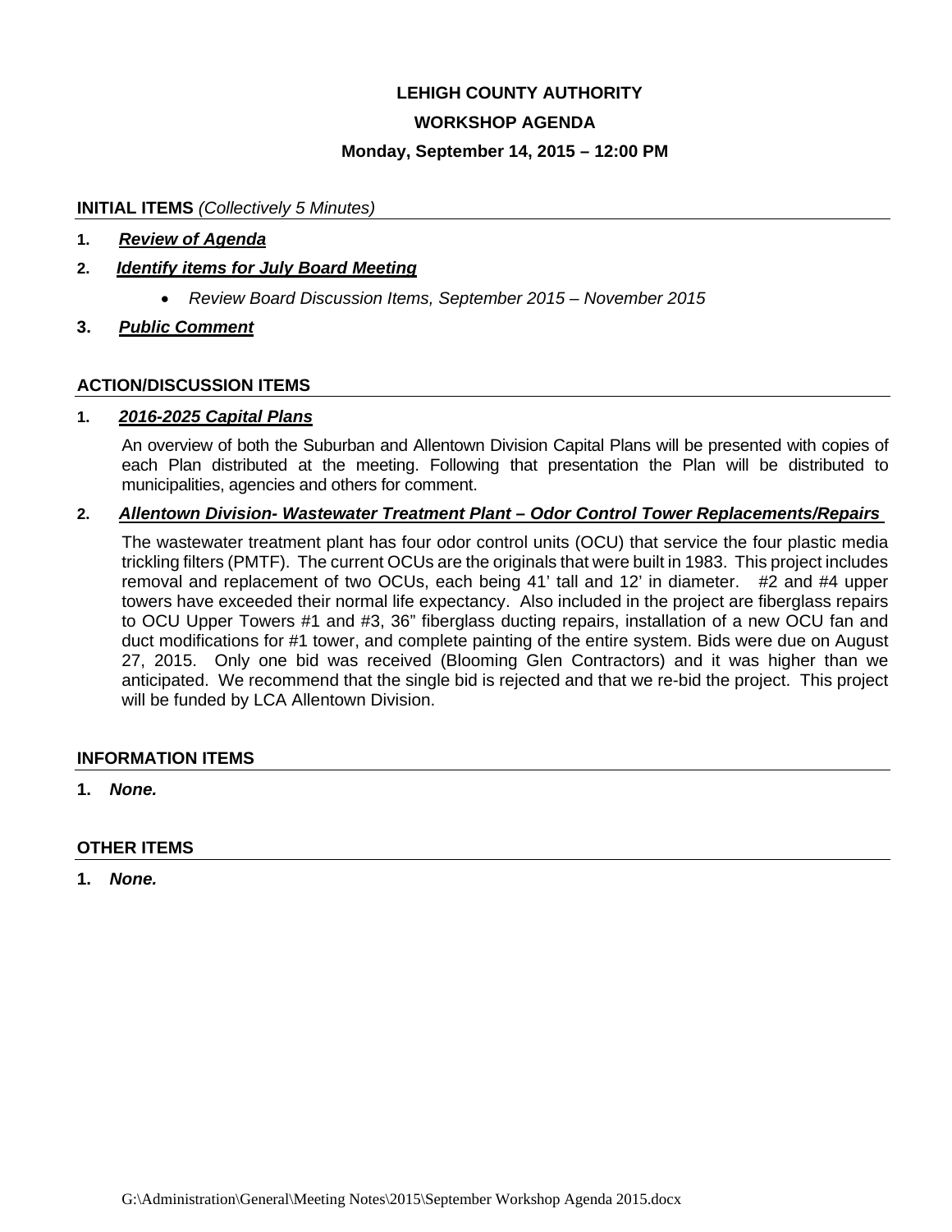# LEHIGH COUNTY AUTHORITY

## WORKSHOP AGENDA

### Monday, September 14, 2015 – 12:00 PM

**INITIAL ITEMS** *(Collectively 5 Minutes)*

1. ***Review of Agenda***

2. ***Identify items for July Board Meeting***

   - *Review Board Discussion Items, September 2015 – November 2015*

3. ***Public Comment***

**ACTION/DISCUSSION ITEMS**

1. ***2016-2025 Capital Plans***

   An overview of both the Suburban and Allentown Division Capital Plans will be presented with copies of each Plan distributed at the meeting. Following that presentation the Plan will be distributed to municipalities, agencies and others for comment.

2. ***Allentown Division- Wastewater Treatment Plant – Odor Control Tower Replacements/Repairs***

   The wastewater treatment plant has four odor control units (OCU) that service the four plastic media trickling filters (PMTF). The current OCUs are the originals that were built in 1983. This project includes removal and replacement of two OCUs, each being 41' tall and 12' in diameter. #2 and #4 upper towers have exceeded their normal life expectancy. Also included in the project are fiberglass repairs to OCU Upper Towers #1 and #3, 36" fiberglass ducting repairs, installation of a new OCU fan and duct modifications for #1 tower, and complete painting of the entire system. Bids were due on August 27, 2015. Only one bid was received (Blooming Glen Contractors) and it was higher than we anticipated. We recommend that the single bid is rejected and that we re-bid the project. This project will be funded by LCA Allentown Division.

**INFORMATION ITEMS**

1. ***None.***

**OTHER ITEMS**

1. ***None.***

G:\Administration\General\Meeting Notes\2015\September Workshop Agenda 2015.docx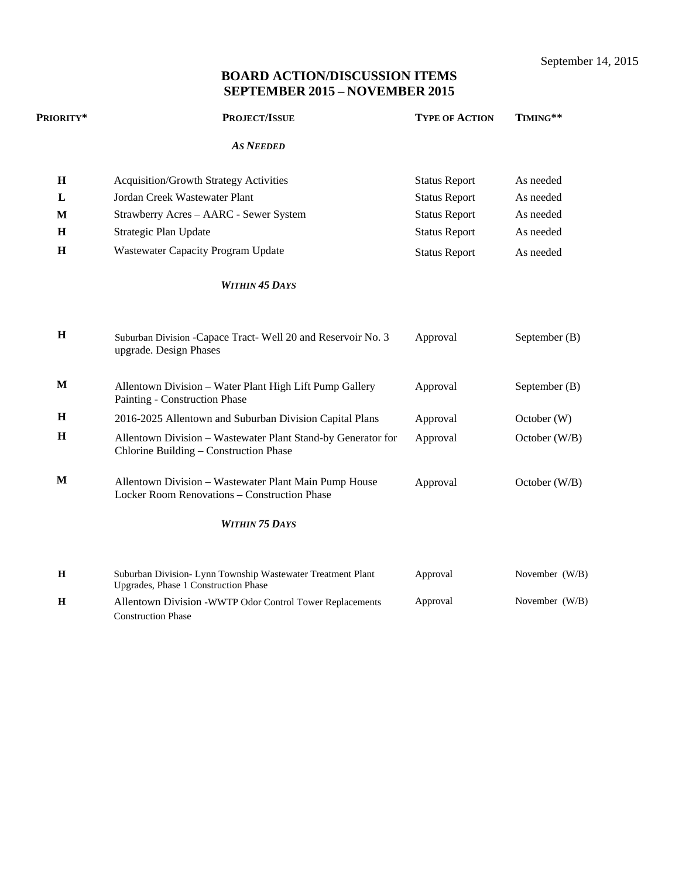September 14, 2015

# BOARD ACTION/DISCUSSION ITEMS
## SEPTEMBER 2015 – NOVEMBER 2015

| PRIORITY* | PROJECT/ISSUE | TYPE OF ACTION | TIMING** |
|---|---|---|---|
| | ***AS NEEDED*** | | |
| **H** | Acquisition/Growth Strategy Activities | Status Report | As needed |
| **L** | Jordan Creek Wastewater Plant | Status Report | As needed |
| **M** | Strawberry Acres – AARC - Sewer System | Status Report | As needed |
| **H** | Strategic Plan Update | Status Report | As needed |
| **H** | Wastewater Capacity Program Update | Status Report | As needed |
| | ***WITHIN 45 DAYS*** | | |
| **H** | Suburban Division -Capace Tract- Well 20 and Reservoir No. 3 upgrade. Design Phases | Approval | September (B) |
| **M** | Allentown Division – Water Plant High Lift Pump Gallery Painting - Construction Phase | Approval | September (B) |
| **H** | 2016-2025 Allentown and Suburban Division Capital Plans | Approval | October (W) |
| **H** | Allentown Division – Wastewater Plant Stand-by Generator for Chlorine Building – Construction Phase | Approval | October (W/B) |
| **M** | Allentown Division – Wastewater Plant Main Pump House Locker Room Renovations – Construction Phase | Approval | October (W/B) |
| | ***WITHIN 75 DAYS*** | | |
| **H** | Suburban Division- Lynn Township Wastewater Treatment Plant Upgrades, Phase 1 Construction Phase | Approval | November (W/B) |
| **H** | Allentown Division -WWTP Odor Control Tower Replacements Construction Phase | Approval | November (W/B) |